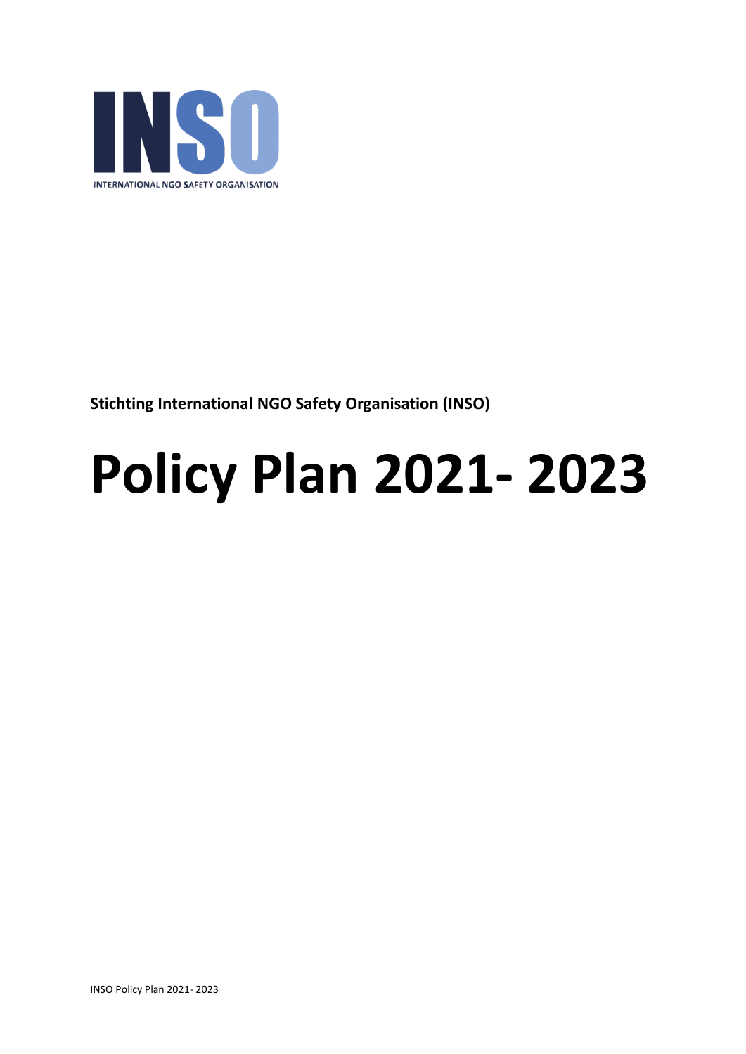INSO

INTERNATIONAL NGO SAFETY ORGANISATION

**Stichting International NGO Safety Organisation (INSO)**

# Policy Plan 2021- 2023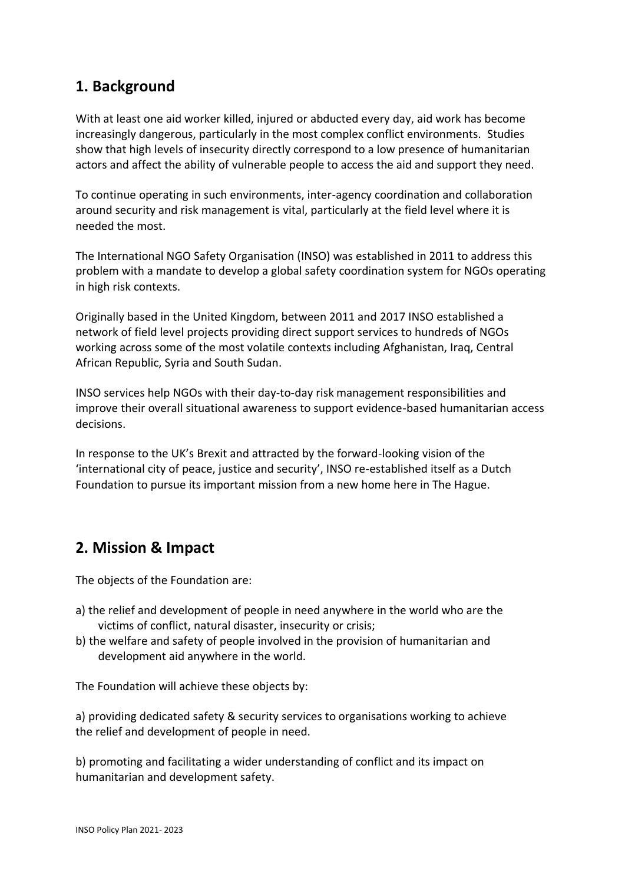## 1. Background

With at least one aid worker killed, injured or abducted every day, aid work has become increasingly dangerous, particularly in the most complex conflict environments. Studies show that high levels of insecurity directly correspond to a low presence of humanitarian actors and affect the ability of vulnerable people to access the aid and support they need.

To continue operating in such environments, inter-agency coordination and collaboration around security and risk management is vital, particularly at the field level where it is needed the most.

The International NGO Safety Organisation (INSO) was established in 2011 to address this problem with a mandate to develop a global safety coordination system for NGOs operating in high risk contexts.

Originally based in the United Kingdom, between 2011 and 2017 INSO established a network of field level projects providing direct support services to hundreds of NGOs working across some of the most volatile contexts including Afghanistan, Iraq, Central African Republic, Syria and South Sudan.

INSO services help NGOs with their day-to-day risk management responsibilities and improve their overall situational awareness to support evidence-based humanitarian access decisions.

In response to the UK's Brexit and attracted by the forward-looking vision of the 'international city of peace, justice and security', INSO re-established itself as a Dutch Foundation to pursue its important mission from a new home here in The Hague.

## 2. Mission & Impact

The objects of the Foundation are:

a) the relief and development of people in need anywhere in the world who are the victims of conflict, natural disaster, insecurity or crisis;
b) the welfare and safety of people involved in the provision of humanitarian and development aid anywhere in the world.

The Foundation will achieve these objects by:

a) providing dedicated safety & security services to organisations working to achieve the relief and development of people in need.

b) promoting and facilitating a wider understanding of conflict and its impact on humanitarian and development safety.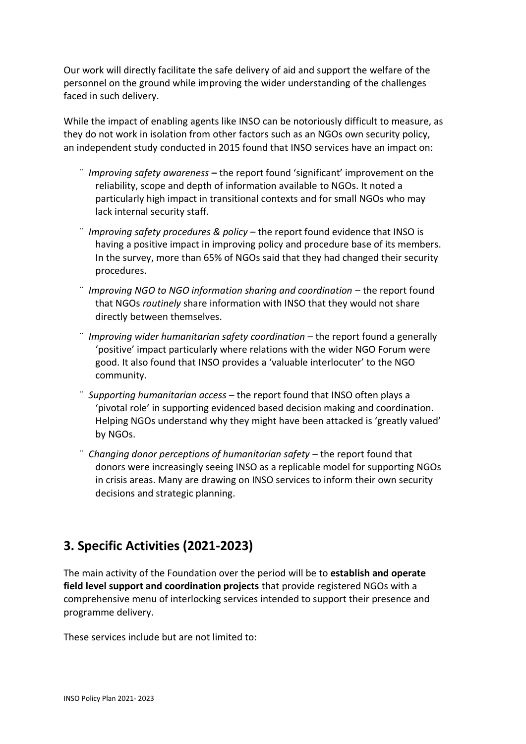Our work will directly facilitate the safe delivery of aid and support the welfare of the personnel on the ground while improving the wider understanding of the challenges faced in such delivery.

While the impact of enabling agents like INSO can be notoriously difficult to measure, as they do not work in isolation from other factors such as an NGOs own security policy, an independent study conducted in 2015 found that INSO services have an impact on:

- *Improving safety awareness* **–** the report found 'significant' improvement on the reliability, scope and depth of information available to NGOs. It noted a particularly high impact in transitional contexts and for small NGOs who may lack internal security staff.
- *Improving safety procedures & policy* – the report found evidence that INSO is having a positive impact in improving policy and procedure base of its members. In the survey, more than 65% of NGOs said that they had changed their security procedures.
- *Improving NGO to NGO information sharing and coordination* – the report found that NGOs *routinely* share information with INSO that they would not share directly between themselves.
- *Improving wider humanitarian safety coordination* – the report found a generally 'positive' impact particularly where relations with the wider NGO Forum were good. It also found that INSO provides a 'valuable interlocuter' to the NGO community.
- *Supporting humanitarian access* – the report found that INSO often plays a 'pivotal role' in supporting evidenced based decision making and coordination. Helping NGOs understand why they might have been attacked is 'greatly valued' by NGOs.
- *Changing donor perceptions of humanitarian safety* – the report found that donors were increasingly seeing INSO as a replicable model for supporting NGOs in crisis areas. Many are drawing on INSO services to inform their own security decisions and strategic planning.

## 3. Specific Activities (2021-2023)

The main activity of the Foundation over the period will be to **establish and operate field level support and coordination projects** that provide registered NGOs with a comprehensive menu of interlocking services intended to support their presence and programme delivery.

These services include but are not limited to: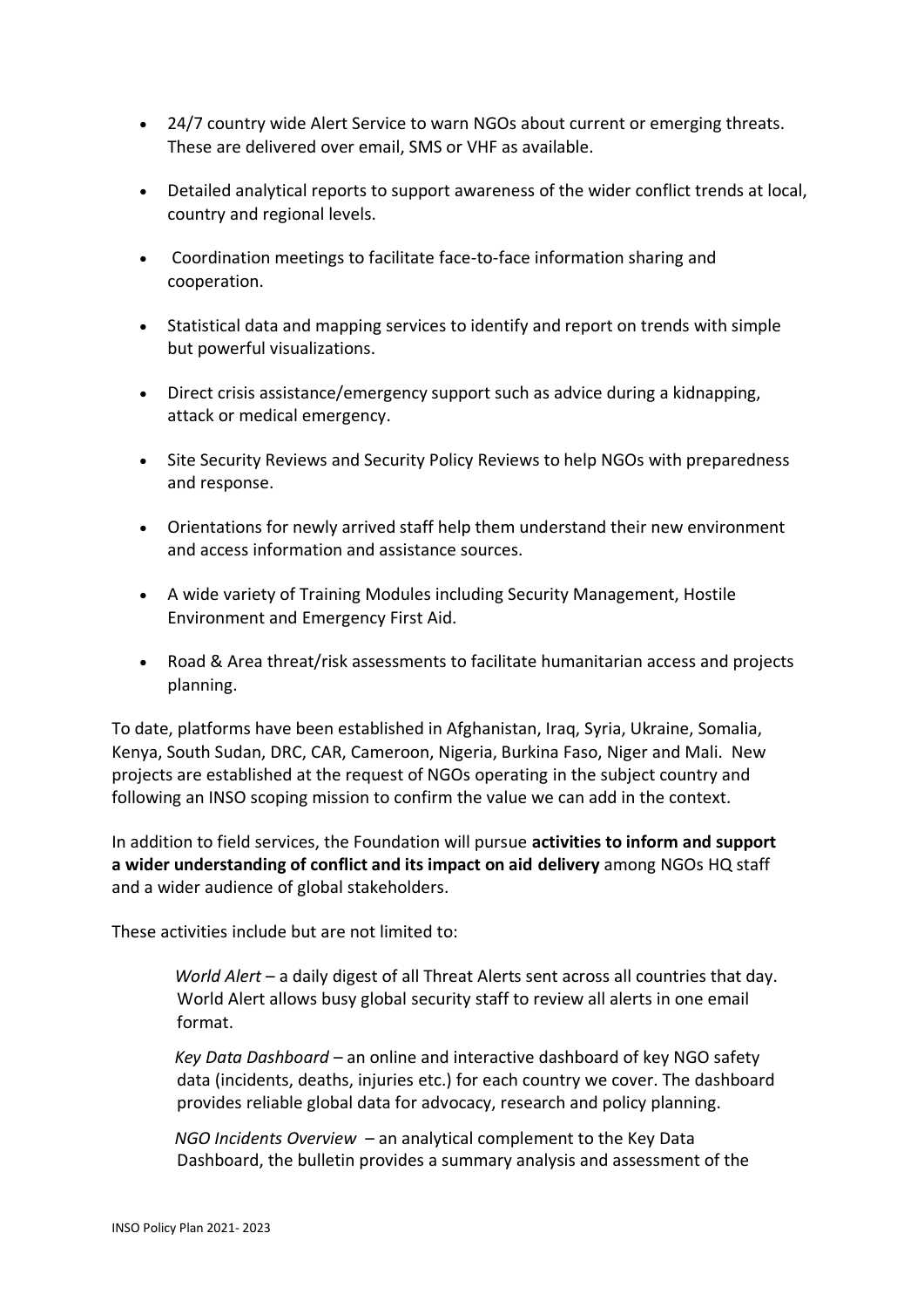- 24/7 country wide Alert Service to warn NGOs about current or emerging threats. These are delivered over email, SMS or VHF as available.
- Detailed analytical reports to support awareness of the wider conflict trends at local, country and regional levels.
- Coordination meetings to facilitate face-to-face information sharing and cooperation.
- Statistical data and mapping services to identify and report on trends with simple but powerful visualizations.
- Direct crisis assistance/emergency support such as advice during a kidnapping, attack or medical emergency.
- Site Security Reviews and Security Policy Reviews to help NGOs with preparedness and response.
- Orientations for newly arrived staff help them understand their new environment and access information and assistance sources.
- A wide variety of Training Modules including Security Management, Hostile Environment and Emergency First Aid.
- Road & Area threat/risk assessments to facilitate humanitarian access and projects planning.

To date, platforms have been established in Afghanistan, Iraq, Syria, Ukraine, Somalia, Kenya, South Sudan, DRC, CAR, Cameroon, Nigeria, Burkina Faso, Niger and Mali. New projects are established at the request of NGOs operating in the subject country and following an INSO scoping mission to confirm the value we can add in the context.

In addition to field services, the Foundation will pursue **activities to inform and support a wider understanding of conflict and its impact on aid delivery** among NGOs HQ staff and a wider audience of global stakeholders.

These activities include but are not limited to:

*World Alert* – a daily digest of all Threat Alerts sent across all countries that day. World Alert allows busy global security staff to review all alerts in one email format.

*Key Data Dashboard* – an online and interactive dashboard of key NGO safety data (incidents, deaths, injuries etc.) for each country we cover. The dashboard provides reliable global data for advocacy, research and policy planning.

*NGO Incidents Overview* – an analytical complement to the Key Data Dashboard, the bulletin provides a summary analysis and assessment of the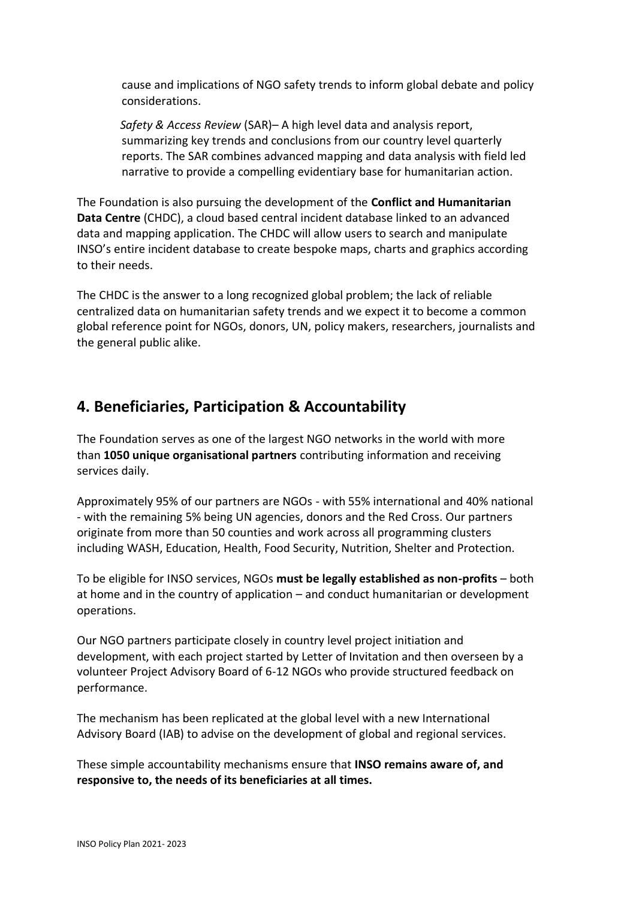cause and implications of NGO safety trends to inform global debate and policy considerations.

*Safety & Access Review* (SAR)– A high level data and analysis report, summarizing key trends and conclusions from our country level quarterly reports. The SAR combines advanced mapping and data analysis with field led narrative to provide a compelling evidentiary base for humanitarian action.

The Foundation is also pursuing the development of the **Conflict and Humanitarian Data Centre** (CHDC), a cloud based central incident database linked to an advanced data and mapping application. The CHDC will allow users to search and manipulate INSO's entire incident database to create bespoke maps, charts and graphics according to their needs.

The CHDC is the answer to a long recognized global problem; the lack of reliable centralized data on humanitarian safety trends and we expect it to become a common global reference point for NGOs, donors, UN, policy makers, researchers, journalists and the general public alike.

## 4. Beneficiaries, Participation & Accountability

The Foundation serves as one of the largest NGO networks in the world with more than **1050 unique organisational partners** contributing information and receiving services daily.

Approximately 95% of our partners are NGOs - with 55% international and 40% national - with the remaining 5% being UN agencies, donors and the Red Cross. Our partners originate from more than 50 counties and work across all programming clusters including WASH, Education, Health, Food Security, Nutrition, Shelter and Protection.

To be eligible for INSO services, NGOs **must be legally established as non-profits** – both at home and in the country of application – and conduct humanitarian or development operations.

Our NGO partners participate closely in country level project initiation and development, with each project started by Letter of Invitation and then overseen by a volunteer Project Advisory Board of 6-12 NGOs who provide structured feedback on performance.

The mechanism has been replicated at the global level with a new International Advisory Board (IAB) to advise on the development of global and regional services.

These simple accountability mechanisms ensure that **INSO remains aware of, and responsive to, the needs of its beneficiaries at all times.**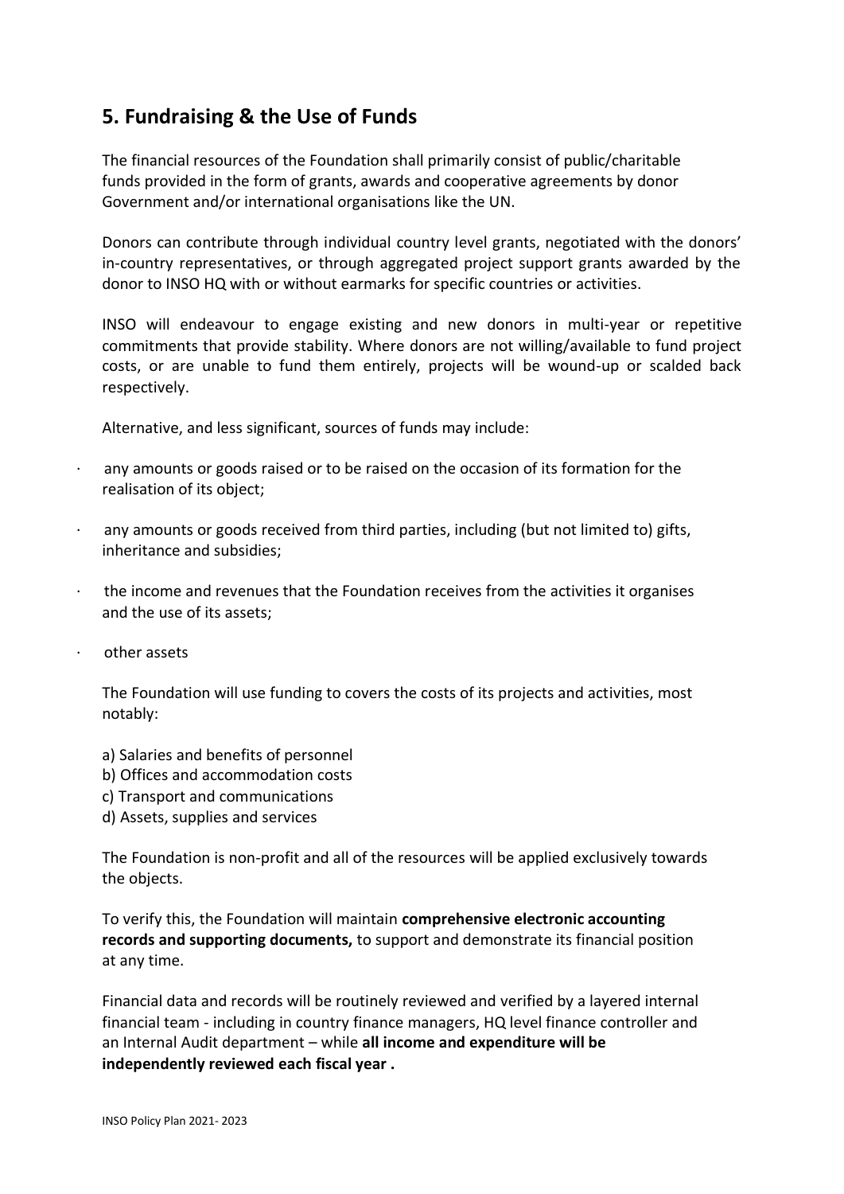## 5. Fundraising & the Use of Funds

The financial resources of the Foundation shall primarily consist of public/charitable funds provided in the form of grants, awards and cooperative agreements by donor Government and/or international organisations like the UN.

Donors can contribute through individual country level grants, negotiated with the donors' in-country representatives, or through aggregated project support grants awarded by the donor to INSO HQ with or without earmarks for specific countries or activities.

INSO will endeavour to engage existing and new donors in multi-year or repetitive commitments that provide stability. Where donors are not willing/available to fund project costs, or are unable to fund them entirely, projects will be wound-up or scalded back respectively.

Alternative, and less significant, sources of funds may include:

- any amounts or goods raised or to be raised on the occasion of its formation for the realisation of its object;
- any amounts or goods received from third parties, including (but not limited to) gifts, inheritance and subsidies;
- the income and revenues that the Foundation receives from the activities it organises and the use of its assets;
- other assets

The Foundation will use funding to covers the costs of its projects and activities, most notably:

a) Salaries and benefits of personnel
b) Offices and accommodation costs
c) Transport and communications
d) Assets, supplies and services

The Foundation is non-profit and all of the resources will be applied exclusively towards the objects.

To verify this, the Foundation will maintain **comprehensive electronic accounting records and supporting documents,** to support and demonstrate its financial position at any time.

Financial data and records will be routinely reviewed and verified by a layered internal financial team - including in country finance managers, HQ level finance controller and an Internal Audit department – while **all income and expenditure will be independently reviewed each fiscal year .**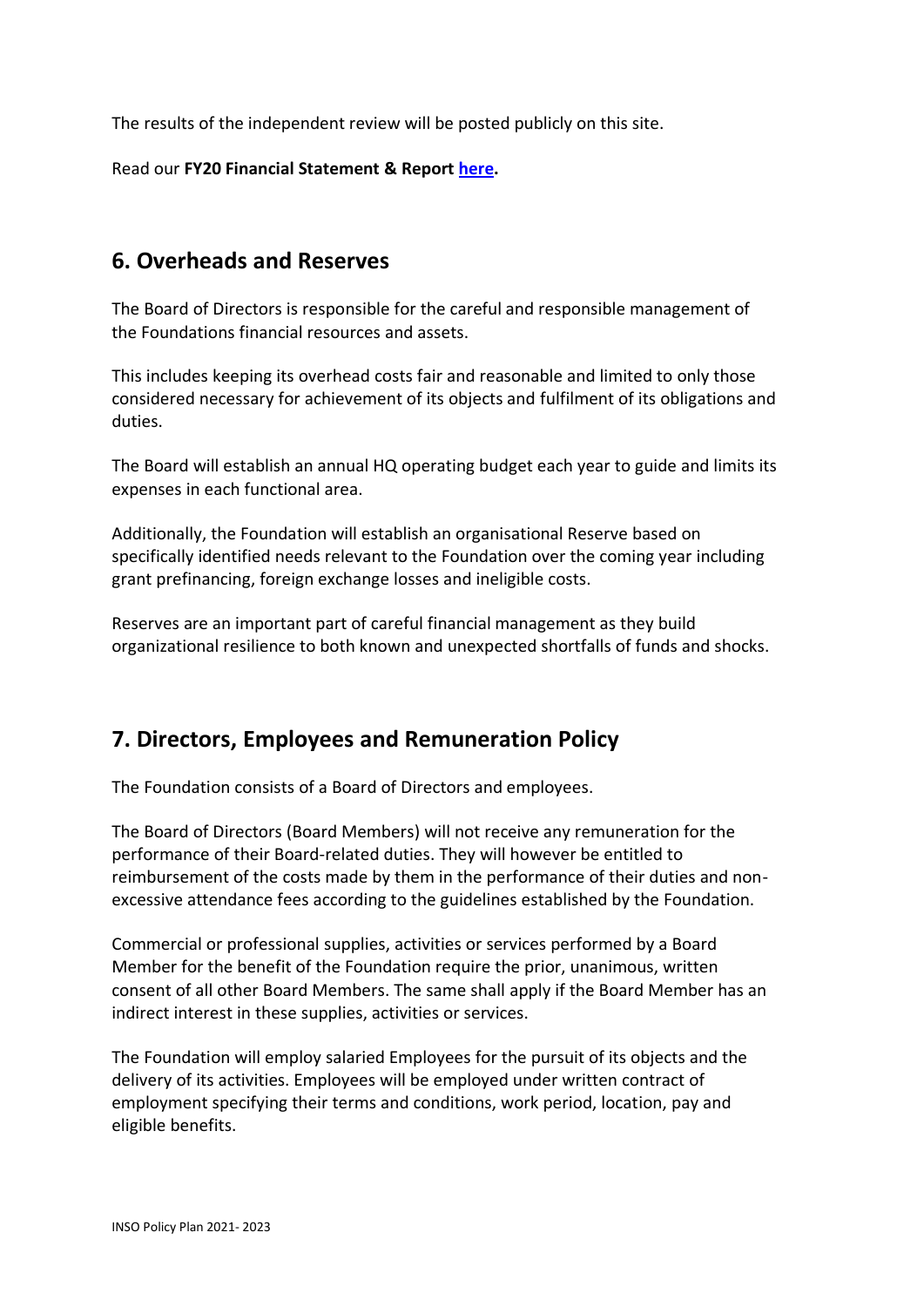The results of the independent review will be posted publicly on this site.

Read our **FY20 Financial Statement & Report here.**

## 6. Overheads and Reserves

The Board of Directors is responsible for the careful and responsible management of the Foundations financial resources and assets.

This includes keeping its overhead costs fair and reasonable and limited to only those considered necessary for achievement of its objects and fulfilment of its obligations and duties.

The Board will establish an annual HQ operating budget each year to guide and limits its expenses in each functional area.

Additionally, the Foundation will establish an organisational Reserve based on specifically identified needs relevant to the Foundation over the coming year including grant prefinancing, foreign exchange losses and ineligible costs.

Reserves are an important part of careful financial management as they build organizational resilience to both known and unexpected shortfalls of funds and shocks.

## 7. Directors, Employees and Remuneration Policy

The Foundation consists of a Board of Directors and employees.

The Board of Directors (Board Members) will not receive any remuneration for the performance of their Board-related duties. They will however be entitled to reimbursement of the costs made by them in the performance of their duties and non-excessive attendance fees according to the guidelines established by the Foundation.

Commercial or professional supplies, activities or services performed by a Board Member for the benefit of the Foundation require the prior, unanimous, written consent of all other Board Members. The same shall apply if the Board Member has an indirect interest in these supplies, activities or services.

The Foundation will employ salaried Employees for the pursuit of its objects and the delivery of its activities. Employees will be employed under written contract of employment specifying their terms and conditions, work period, location, pay and eligible benefits.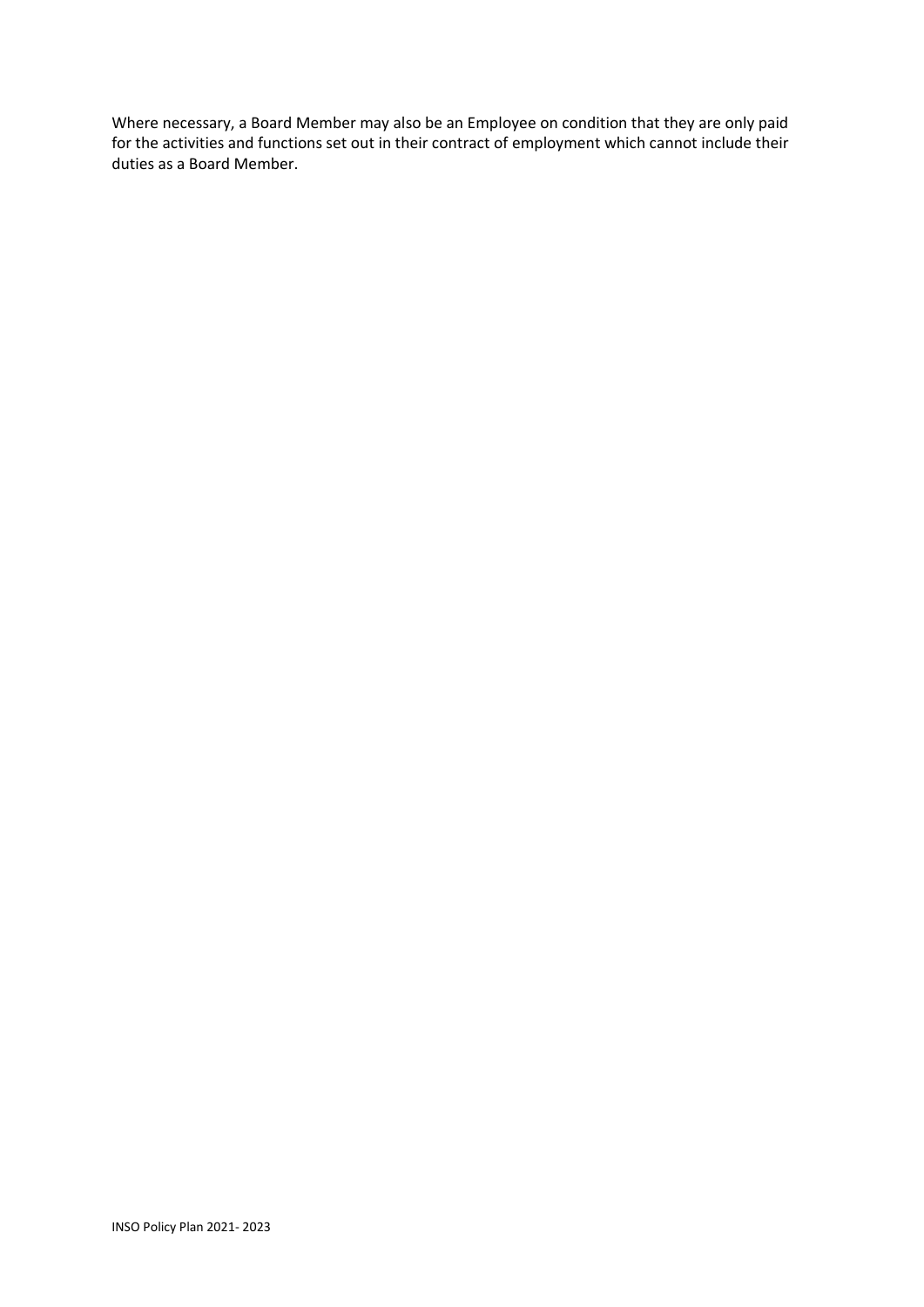Where necessary, a Board Member may also be an Employee on condition that they are only paid for the activities and functions set out in their contract of employment which cannot include their duties as a Board Member.